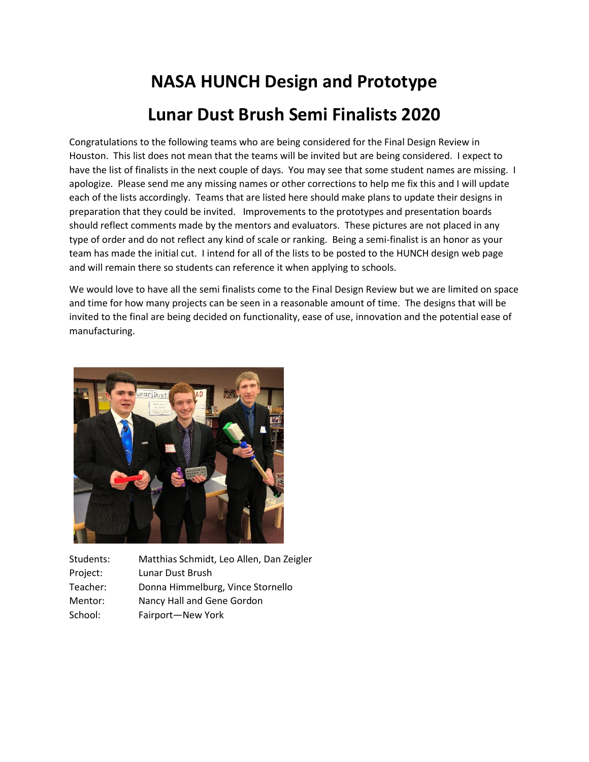# NASA HUNCH Design and Prototype

# Lunar Dust Brush Semi Finalists 2020

Congratulations to the following teams who are being considered for the Final Design Review in Houston. This list does not mean that the teams will be invited but are being considered. I expect to have the list of finalists in the next couple of days. You may see that some student names are missing. I apologize. Please send me any missing names or other corrections to help me fix this and I will update each of the lists accordingly. Teams that are listed here should make plans to update their designs in preparation that they could be invited. Improvements to the prototypes and presentation boards should reflect comments made by the mentors and evaluators. These pictures are not placed in any type of order and do not reflect any kind of scale or ranking. Being a semi-finalist is an honor as your team has made the initial cut. I intend for all of the lists to be posted to the HUNCH design web page and will remain there so students can reference it when applying to schools.

We would love to have all the semi finalists come to the Final Design Review but we are limited on space and time for how many projects can be seen in a reasonable amount of time. The designs that will be invited to the final are being decided on functionality, ease of use, innovation and the potential ease of manufacturing.

Students: Matthias Schmidt, Leo Allen, Dan Zeigler
Project: Lunar Dust Brush
Teacher: Donna Himmelburg, Vince Stornello
Mentor: Nancy Hall and Gene Gordon
School: Fairport—New York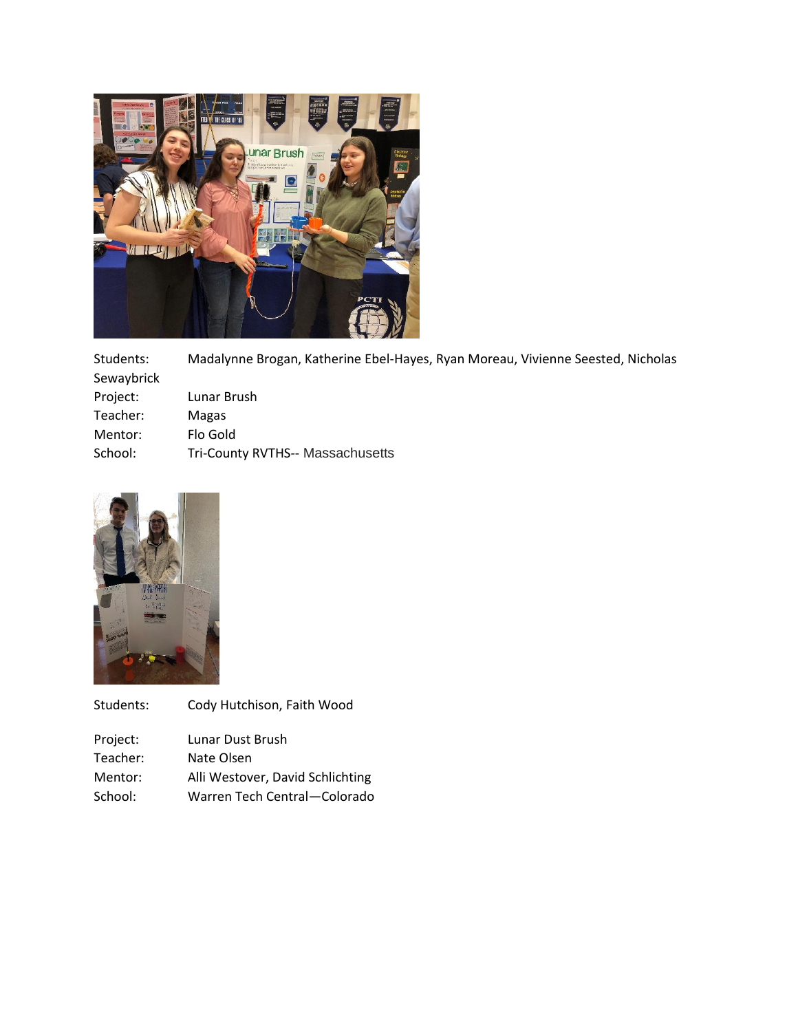Students: Madalynne Brogan, Katherine Ebel-Hayes, Ryan Moreau, Vivienne Seested, Nicholas Sewaybrick
Project: Lunar Brush
Teacher: Magas
Mentor: Flo Gold
School: Tri-County RVTHS-- Massachusetts

Students: Cody Hutchison, Faith Wood

Project: Lunar Dust Brush
Teacher: Nate Olsen
Mentor: Alli Westover, David Schlichting
School: Warren Tech Central—Colorado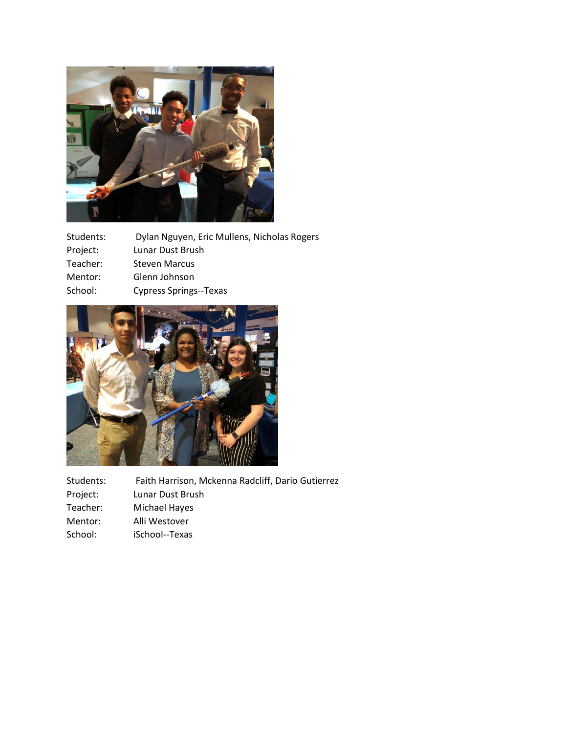Students: Dylan Nguyen, Eric Mullens, Nicholas Rogers
Project: Lunar Dust Brush
Teacher: Steven Marcus
Mentor: Glenn Johnson
School: Cypress Springs--Texas

Students: Faith Harrison, Mckenna Radcliff, Dario Gutierrez
Project: Lunar Dust Brush
Teacher: Michael Hayes
Mentor: Alli Westover
School: iSchool--Texas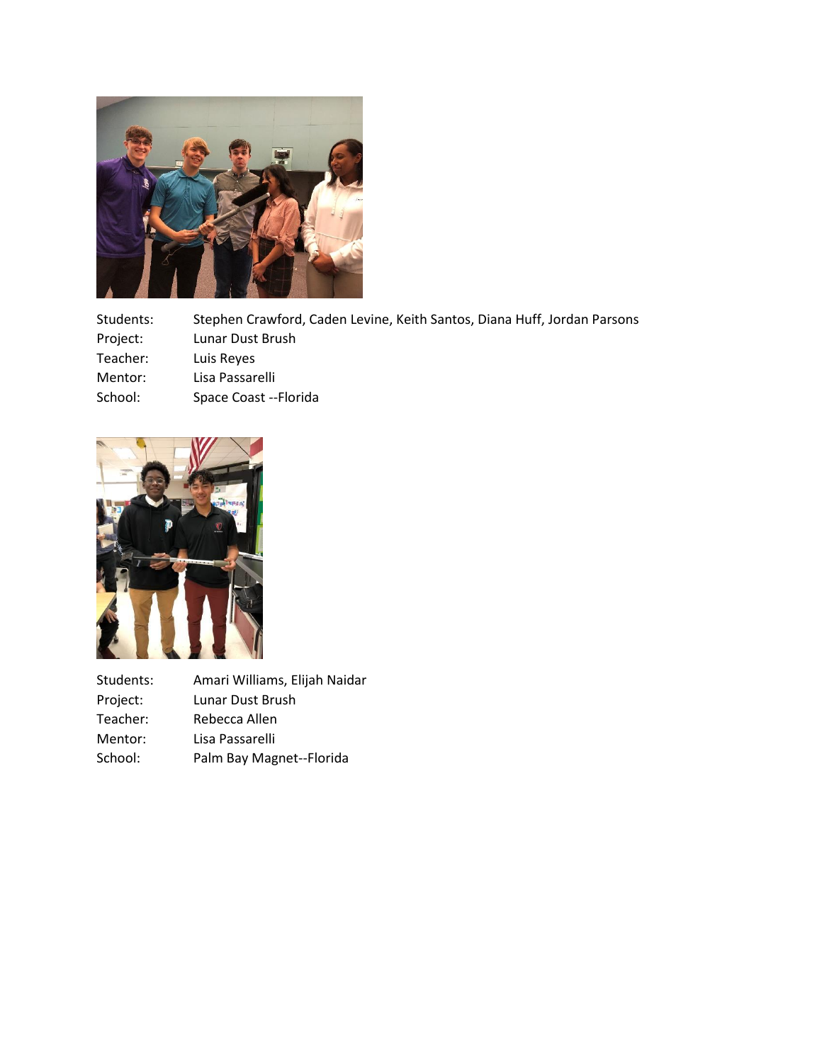| | |
|---|---|
| Students: | Stephen Crawford, Caden Levine, Keith Santos, Diana Huff, Jordan Parsons |
| Project: | Lunar Dust Brush |
| Teacher: | Luis Reyes |
| Mentor: | Lisa Passarelli |
| School: | Space Coast --Florida |

| | |
|---|---|
| Students: | Amari Williams, Elijah Naidar |
| Project: | Lunar Dust Brush |
| Teacher: | Rebecca Allen |
| Mentor: | Lisa Passarelli |
| School: | Palm Bay Magnet--Florida |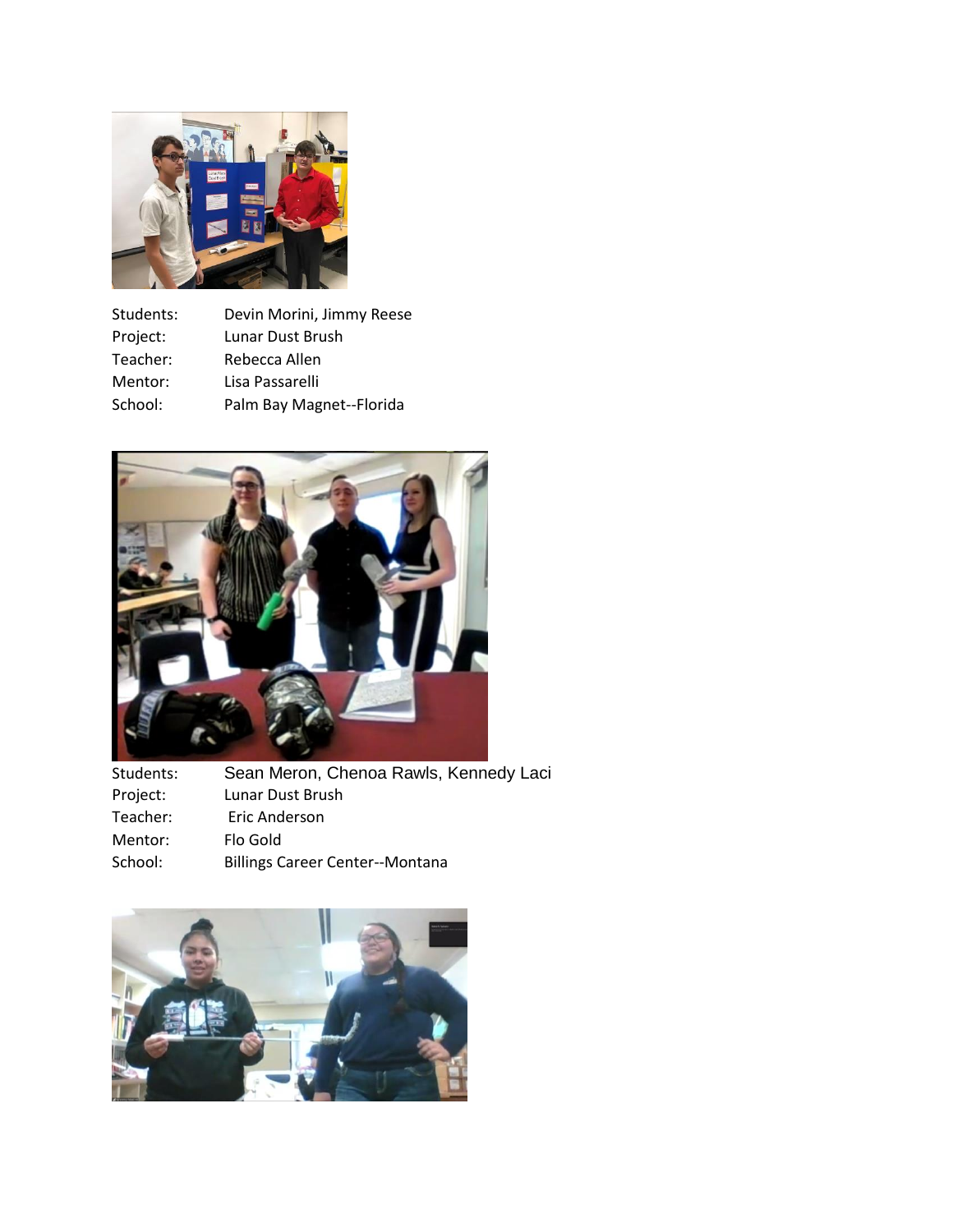| | |
|---|---|
| Students: | Devin Morini, Jimmy Reese |
| Project: | Lunar Dust Brush |
| Teacher: | Rebecca Allen |
| Mentor: | Lisa Passarelli |
| School: | Palm Bay Magnet--Florida |

| | |
|---|---|
| Students: | Sean Meron, Chenoa Rawls, Kennedy Laci |
| Project: | Lunar Dust Brush |
| Teacher: | Eric Anderson |
| Mentor: | Flo Gold |
| School: | Billings Career Center--Montana |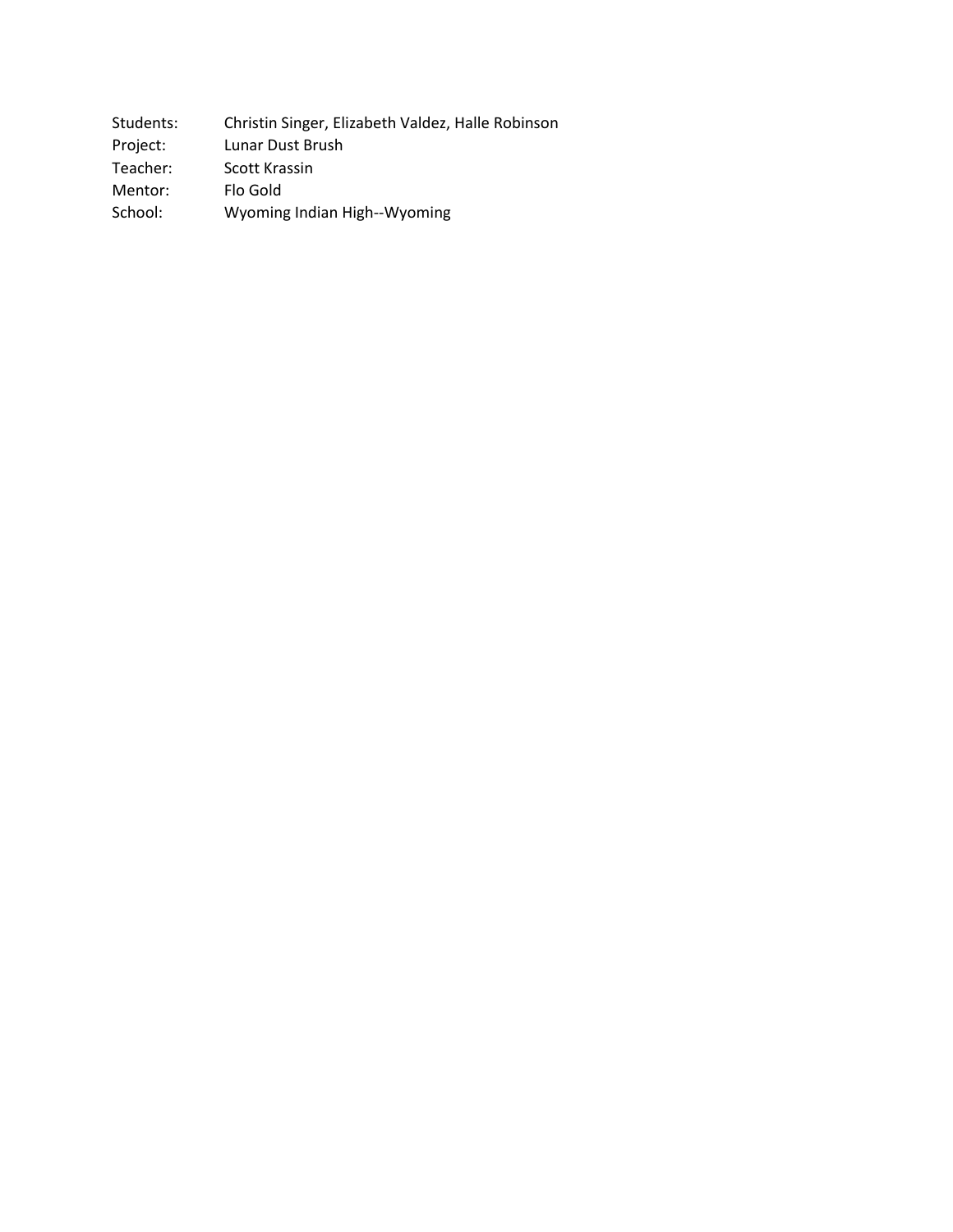| | |
|---|---|
| Students: | Christin Singer, Elizabeth Valdez, Halle Robinson |
| Project: | Lunar Dust Brush |
| Teacher: | Scott Krassin |
| Mentor: | Flo Gold |
| School: | Wyoming Indian High--Wyoming |